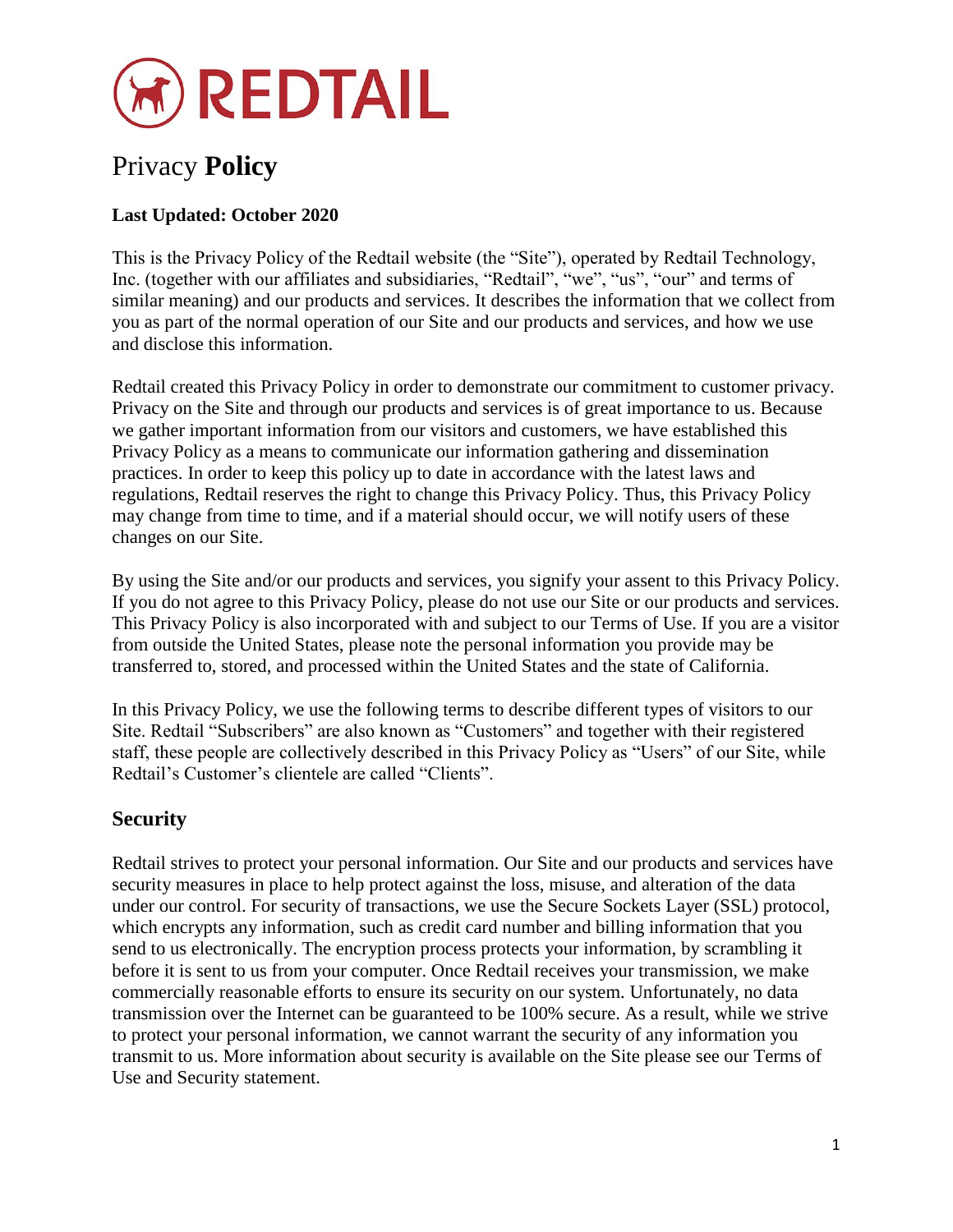# REDTAIL

# Privacy **Policy**

**Last Updated: October 2020**

This is the Privacy Policy of the Redtail website (the "Site"), operated by Redtail Technology, Inc. (together with our affiliates and subsidiaries, "Redtail", "we", "us", "our" and terms of similar meaning) and our products and services. It describes the information that we collect from you as part of the normal operation of our Site and our products and services, and how we use and disclose this information.

Redtail created this Privacy Policy in order to demonstrate our commitment to customer privacy. Privacy on the Site and through our products and services is of great importance to us. Because we gather important information from our visitors and customers, we have established this Privacy Policy as a means to communicate our information gathering and dissemination practices. In order to keep this policy up to date in accordance with the latest laws and regulations, Redtail reserves the right to change this Privacy Policy. Thus, this Privacy Policy may change from time to time, and if a material should occur, we will notify users of these changes on our Site.

By using the Site and/or our products and services, you signify your assent to this Privacy Policy. If you do not agree to this Privacy Policy, please do not use our Site or our products and services. This Privacy Policy is also incorporated with and subject to our Terms of Use. If you are a visitor from outside the United States, please note the personal information you provide may be transferred to, stored, and processed within the United States and the state of California.

In this Privacy Policy, we use the following terms to describe different types of visitors to our Site. Redtail "Subscribers" are also known as "Customers" and together with their registered staff, these people are collectively described in this Privacy Policy as "Users" of our Site, while Redtail's Customer's clientele are called "Clients".

## Security

Redtail strives to protect your personal information. Our Site and our products and services have security measures in place to help protect against the loss, misuse, and alteration of the data under our control. For security of transactions, we use the Secure Sockets Layer (SSL) protocol, which encrypts any information, such as credit card number and billing information that you send to us electronically. The encryption process protects your information, by scrambling it before it is sent to us from your computer. Once Redtail receives your transmission, we make commercially reasonable efforts to ensure its security on our system. Unfortunately, no data transmission over the Internet can be guaranteed to be 100% secure. As a result, while we strive to protect your personal information, we cannot warrant the security of any information you transmit to us. More information about security is available on the Site please see our Terms of Use and Security statement.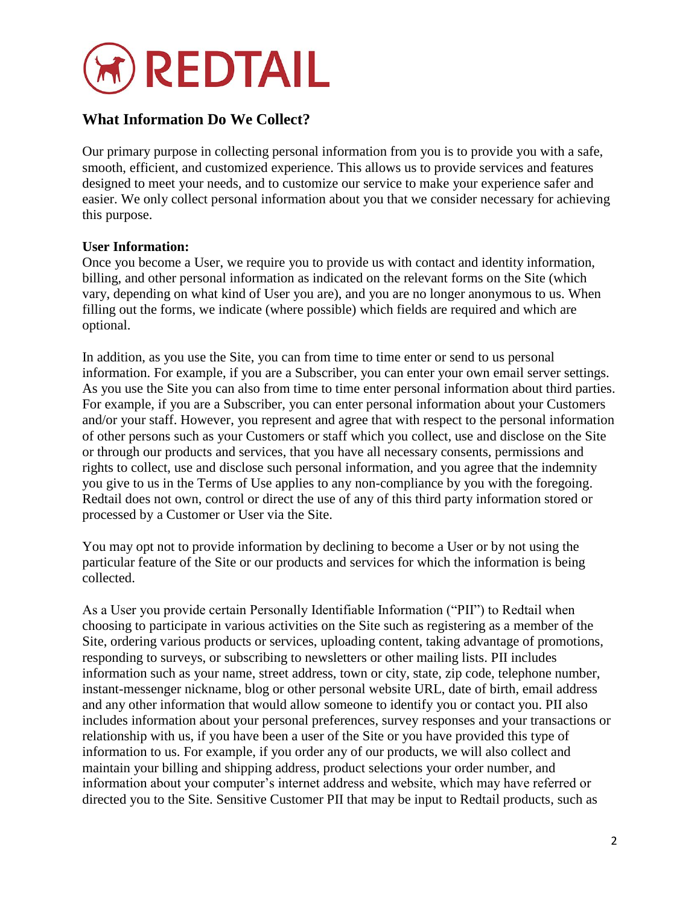## What Information Do We Collect?

Our primary purpose in collecting personal information from you is to provide you with a safe, smooth, efficient, and customized experience. This allows us to provide services and features designed to meet your needs, and to customize our service to make your experience safer and easier. We only collect personal information about you that we consider necessary for achieving this purpose.

**User Information:**
Once you become a User, we require you to provide us with contact and identity information, billing, and other personal information as indicated on the relevant forms on the Site (which vary, depending on what kind of User you are), and you are no longer anonymous to us. When filling out the forms, we indicate (where possible) which fields are required and which are optional.

In addition, as you use the Site, you can from time to time enter or send to us personal information. For example, if you are a Subscriber, you can enter your own email server settings. As you use the Site you can also from time to time enter personal information about third parties. For example, if you are a Subscriber, you can enter personal information about your Customers and/or your staff. However, you represent and agree that with respect to the personal information of other persons such as your Customers or staff which you collect, use and disclose on the Site or through our products and services, that you have all necessary consents, permissions and rights to collect, use and disclose such personal information, and you agree that the indemnity you give to us in the Terms of Use applies to any non-compliance by you with the foregoing. Redtail does not own, control or direct the use of any of this third party information stored or processed by a Customer or User via the Site.

You may opt not to provide information by declining to become a User or by not using the particular feature of the Site or our products and services for which the information is being collected.

As a User you provide certain Personally Identifiable Information ("PII") to Redtail when choosing to participate in various activities on the Site such as registering as a member of the Site, ordering various products or services, uploading content, taking advantage of promotions, responding to surveys, or subscribing to newsletters or other mailing lists. PII includes information such as your name, street address, town or city, state, zip code, telephone number, instant-messenger nickname, blog or other personal website URL, date of birth, email address and any other information that would allow someone to identify you or contact you. PII also includes information about your personal preferences, survey responses and your transactions or relationship with us, if you have been a user of the Site or you have provided this type of information to us. For example, if you order any of our products, we will also collect and maintain your billing and shipping address, product selections your order number, and information about your computer's internet address and website, which may have referred or directed you to the Site. Sensitive Customer PII that may be input to Redtail products, such as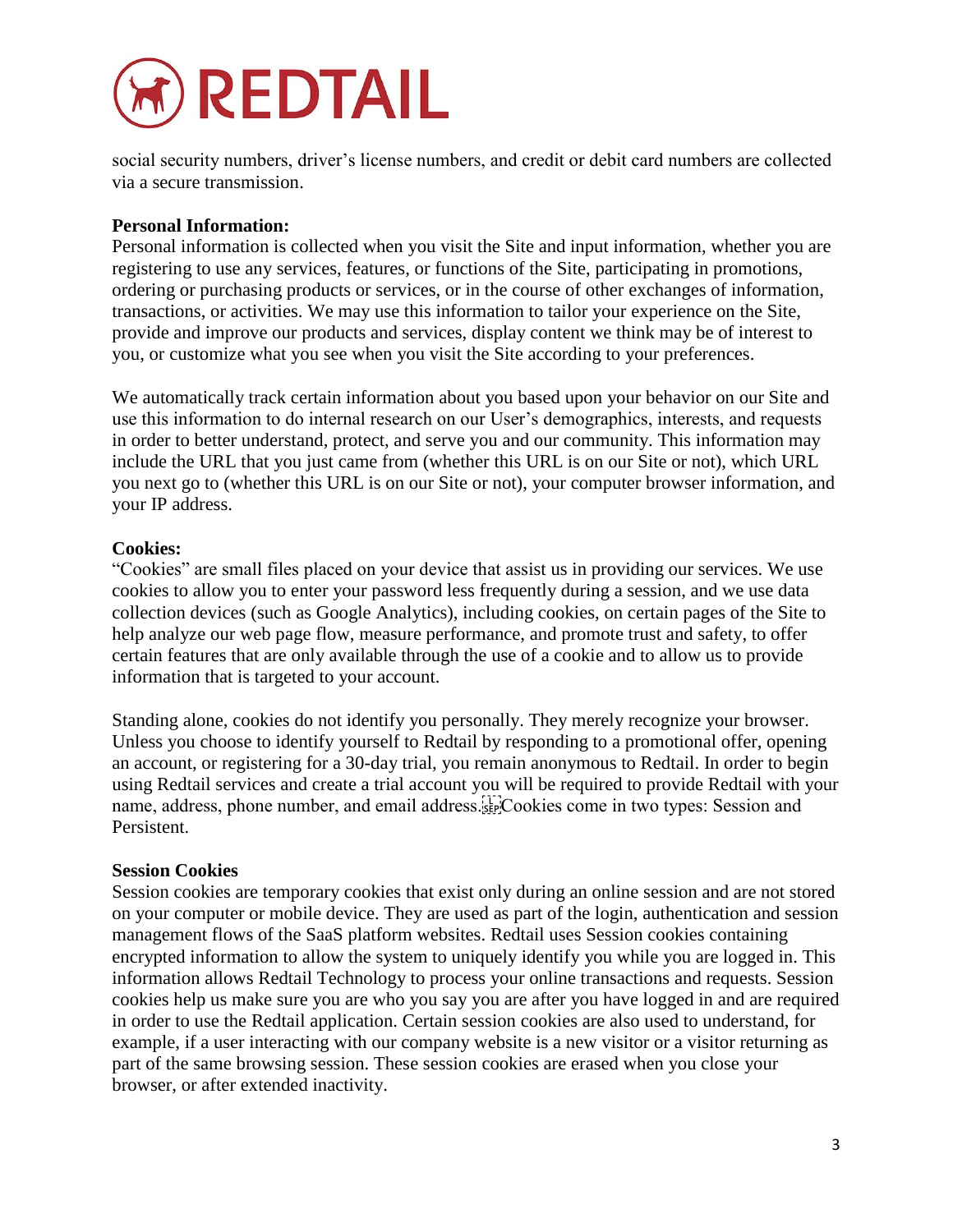social security numbers, driver's license numbers, and credit or debit card numbers are collected via a secure transmission.

**Personal Information:**

Personal information is collected when you visit the Site and input information, whether you are registering to use any services, features, or functions of the Site, participating in promotions, ordering or purchasing products or services, or in the course of other exchanges of information, transactions, or activities. We may use this information to tailor your experience on the Site, provide and improve our products and services, display content we think may be of interest to you, or customize what you see when you visit the Site according to your preferences.

We automatically track certain information about you based upon your behavior on our Site and use this information to do internal research on our User's demographics, interests, and requests in order to better understand, protect, and serve you and our community. This information may include the URL that you just came from (whether this URL is on our Site or not), which URL you next go to (whether this URL is on our Site or not), your computer browser information, and your IP address.

**Cookies:**

"Cookies" are small files placed on your device that assist us in providing our services. We use cookies to allow you to enter your password less frequently during a session, and we use data collection devices (such as Google Analytics), including cookies, on certain pages of the Site to help analyze our web page flow, measure performance, and promote trust and safety, to offer certain features that are only available through the use of a cookie and to allow us to provide information that is targeted to your account.

Standing alone, cookies do not identify you personally. They merely recognize your browser. Unless you choose to identify yourself to Redtail by responding to a promotional offer, opening an account, or registering for a 30-day trial, you remain anonymous to Redtail. In order to begin using Redtail services and create a trial account you will be required to provide Redtail with your name, address, phone number, and email address. Cookies come in two types: Session and Persistent.

**Session Cookies**

Session cookies are temporary cookies that exist only during an online session and are not stored on your computer or mobile device. They are used as part of the login, authentication and session management flows of the SaaS platform websites. Redtail uses Session cookies containing encrypted information to allow the system to uniquely identify you while you are logged in. This information allows Redtail Technology to process your online transactions and requests. Session cookies help us make sure you are who you say you are after you have logged in and are required in order to use the Redtail application. Certain session cookies are also used to understand, for example, if a user interacting with our company website is a new visitor or a visitor returning as part of the same browsing session. These session cookies are erased when you close your browser, or after extended inactivity.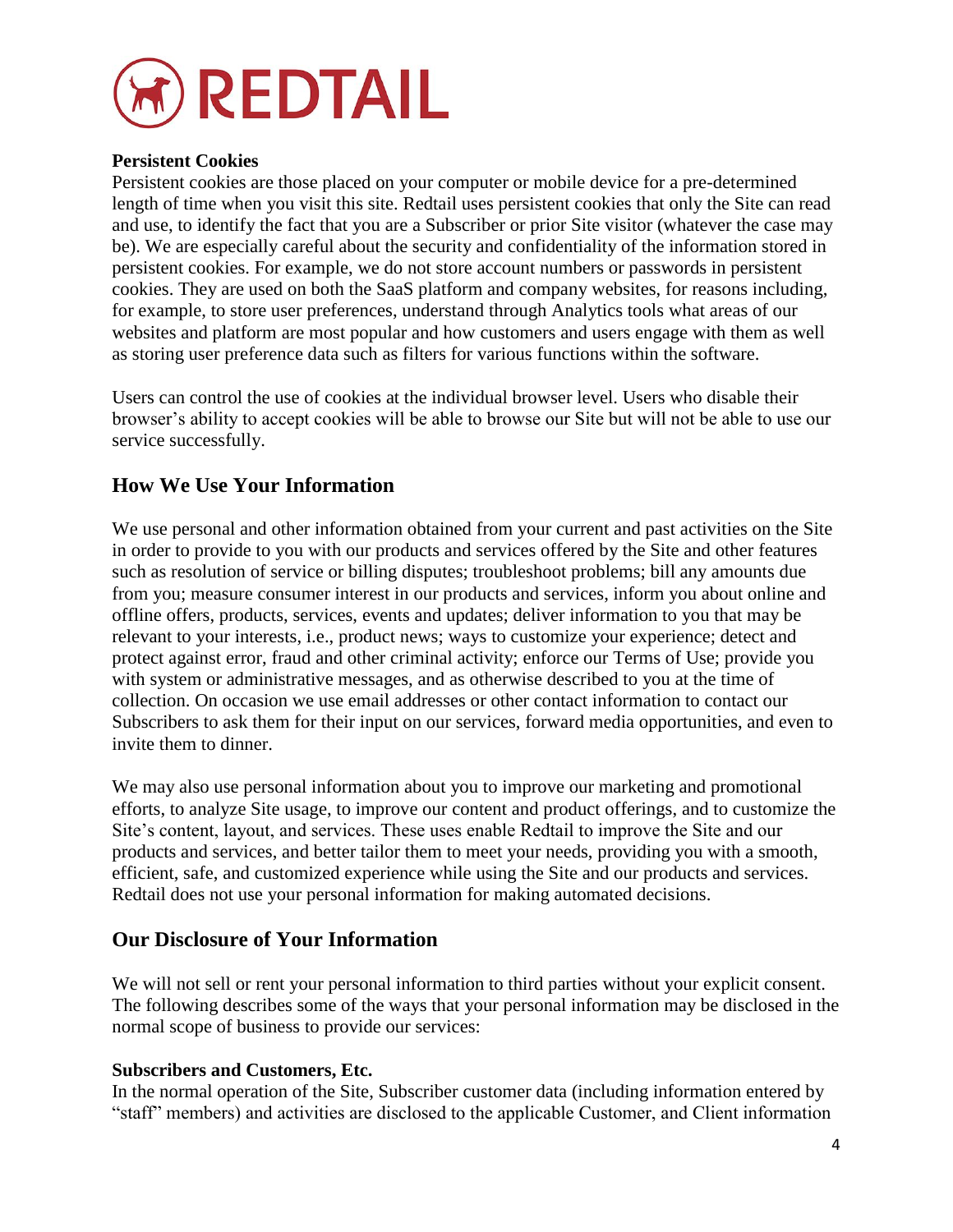**Persistent Cookies**
Persistent cookies are those placed on your computer or mobile device for a pre-determined length of time when you visit this site. Redtail uses persistent cookies that only the Site can read and use, to identify the fact that you are a Subscriber or prior Site visitor (whatever the case may be). We are especially careful about the security and confidentiality of the information stored in persistent cookies. For example, we do not store account numbers or passwords in persistent cookies. They are used on both the SaaS platform and company websites, for reasons including, for example, to store user preferences, understand through Analytics tools what areas of our websites and platform are most popular and how customers and users engage with them as well as storing user preference data such as filters for various functions within the software.

Users can control the use of cookies at the individual browser level. Users who disable their browser's ability to accept cookies will be able to browse our Site but will not be able to use our service successfully.

## How We Use Your Information

We use personal and other information obtained from your current and past activities on the Site in order to provide to you with our products and services offered by the Site and other features such as resolution of service or billing disputes; troubleshoot problems; bill any amounts due from you; measure consumer interest in our products and services, inform you about online and offline offers, products, services, events and updates; deliver information to you that may be relevant to your interests, i.e., product news; ways to customize your experience; detect and protect against error, fraud and other criminal activity; enforce our Terms of Use; provide you with system or administrative messages, and as otherwise described to you at the time of collection. On occasion we use email addresses or other contact information to contact our Subscribers to ask them for their input on our services, forward media opportunities, and even to invite them to dinner.

We may also use personal information about you to improve our marketing and promotional efforts, to analyze Site usage, to improve our content and product offerings, and to customize the Site's content, layout, and services. These uses enable Redtail to improve the Site and our products and services, and better tailor them to meet your needs, providing you with a smooth, efficient, safe, and customized experience while using the Site and our products and services. Redtail does not use your personal information for making automated decisions.

## Our Disclosure of Your Information

We will not sell or rent your personal information to third parties without your explicit consent. The following describes some of the ways that your personal information may be disclosed in the normal scope of business to provide our services:

**Subscribers and Customers, Etc.**
In the normal operation of the Site, Subscriber customer data (including information entered by "staff" members) and activities are disclosed to the applicable Customer, and Client information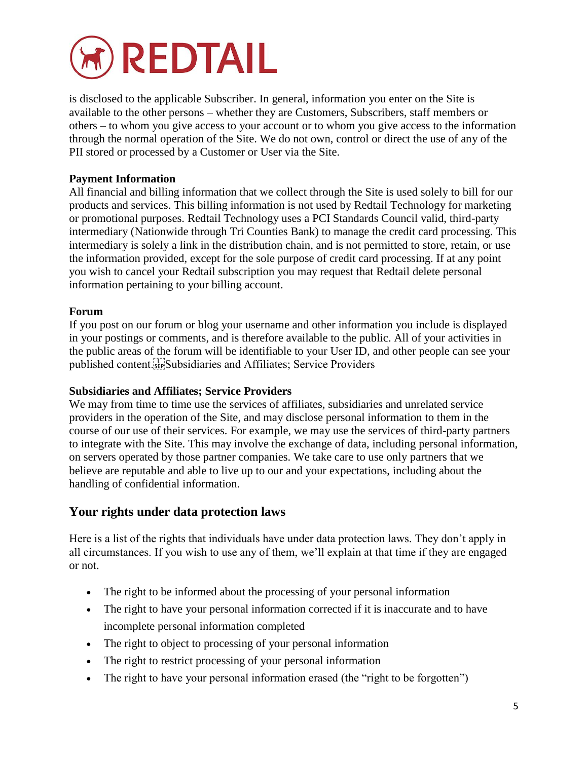is disclosed to the applicable Subscriber. In general, information you enter on the Site is available to the other persons – whether they are Customers, Subscribers, staff members or others – to whom you give access to your account or to whom you give access to the information through the normal operation of the Site. We do not own, control or direct the use of any of the PII stored or processed by a Customer or User via the Site.

**Payment Information**
All financial and billing information that we collect through the Site is used solely to bill for our products and services. This billing information is not used by Redtail Technology for marketing or promotional purposes. Redtail Technology uses a PCI Standards Council valid, third-party intermediary (Nationwide through Tri Counties Bank) to manage the credit card processing. This intermediary is solely a link in the distribution chain, and is not permitted to store, retain, or use the information provided, except for the sole purpose of credit card processing. If at any point you wish to cancel your Redtail subscription you may request that Redtail delete personal information pertaining to your billing account.

**Forum**
If you post on our forum or blog your username and other information you include is displayed in your postings or comments, and is therefore available to the public. All of your activities in the public areas of the forum will be identifiable to your User ID, and other people can see your published content. Subsidiaries and Affiliates; Service Providers

**Subsidiaries and Affiliates; Service Providers**
We may from time to time use the services of affiliates, subsidiaries and unrelated service providers in the operation of the Site, and may disclose personal information to them in the course of our use of their services. For example, we may use the services of third-party partners to integrate with the Site. This may involve the exchange of data, including personal information, on servers operated by those partner companies. We take care to use only partners that we believe are reputable and able to live up to our and your expectations, including about the handling of confidential information.

## Your rights under data protection laws

Here is a list of the rights that individuals have under data protection laws. They don't apply in all circumstances. If you wish to use any of them, we'll explain at that time if they are engaged or not.

- The right to be informed about the processing of your personal information
- The right to have your personal information corrected if it is inaccurate and to have incomplete personal information completed
- The right to object to processing of your personal information
- The right to restrict processing of your personal information
- The right to have your personal information erased (the "right to be forgotten")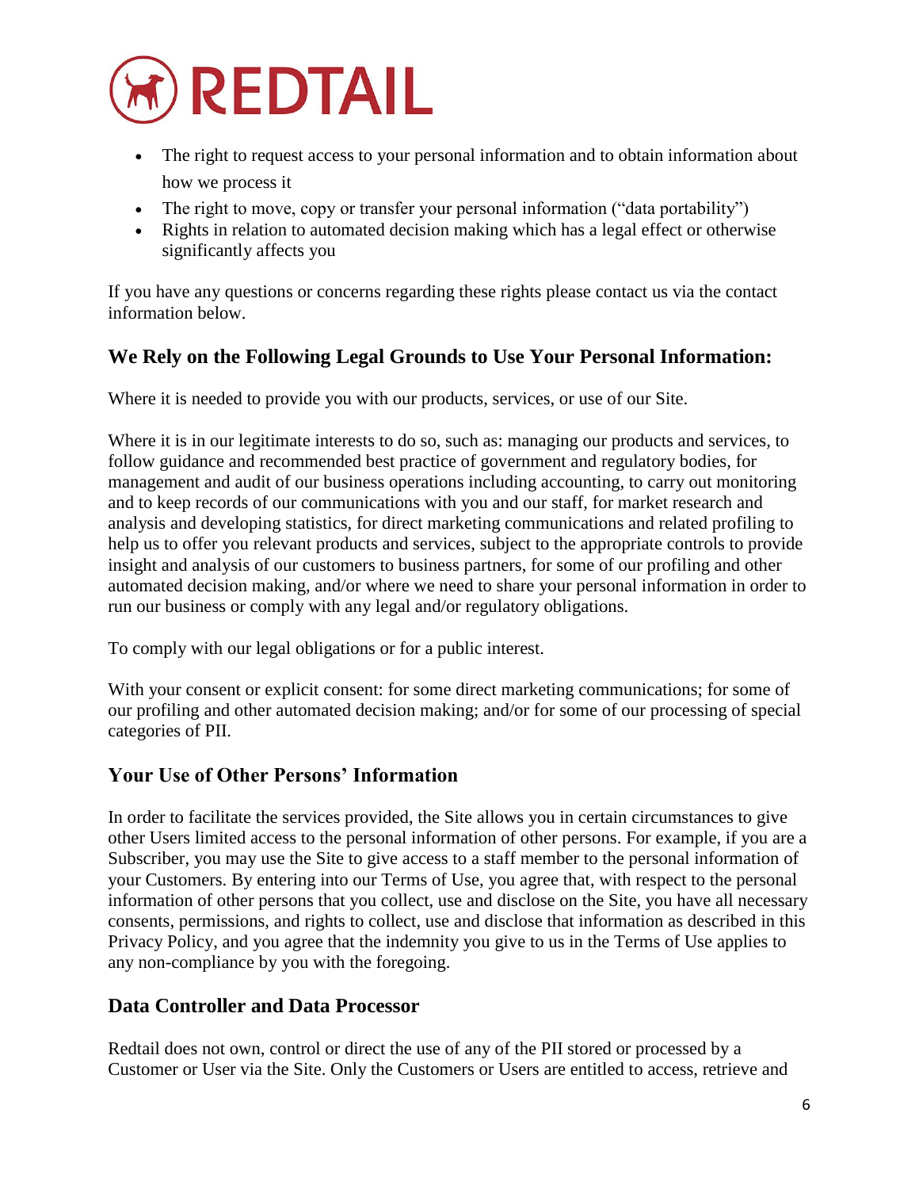- The right to request access to your personal information and to obtain information about how we process it
- The right to move, copy or transfer your personal information ("data portability")
- Rights in relation to automated decision making which has a legal effect or otherwise significantly affects you

If you have any questions or concerns regarding these rights please contact us via the contact information below.

## We Rely on the Following Legal Grounds to Use Your Personal Information:

Where it is needed to provide you with our products, services, or use of our Site.

Where it is in our legitimate interests to do so, such as: managing our products and services, to follow guidance and recommended best practice of government and regulatory bodies, for management and audit of our business operations including accounting, to carry out monitoring and to keep records of our communications with you and our staff, for market research and analysis and developing statistics, for direct marketing communications and related profiling to help us to offer you relevant products and services, subject to the appropriate controls to provide insight and analysis of our customers to business partners, for some of our profiling and other automated decision making, and/or where we need to share your personal information in order to run our business or comply with any legal and/or regulatory obligations.

To comply with our legal obligations or for a public interest.

With your consent or explicit consent: for some direct marketing communications; for some of our profiling and other automated decision making; and/or for some of our processing of special categories of PII.

## Your Use of Other Persons' Information

In order to facilitate the services provided, the Site allows you in certain circumstances to give other Users limited access to the personal information of other persons. For example, if you are a Subscriber, you may use the Site to give access to a staff member to the personal information of your Customers. By entering into our Terms of Use, you agree that, with respect to the personal information of other persons that you collect, use and disclose on the Site, you have all necessary consents, permissions, and rights to collect, use and disclose that information as described in this Privacy Policy, and you agree that the indemnity you give to us in the Terms of Use applies to any non-compliance by you with the foregoing.

## Data Controller and Data Processor

Redtail does not own, control or direct the use of any of the PII stored or processed by a Customer or User via the Site. Only the Customers or Users are entitled to access, retrieve and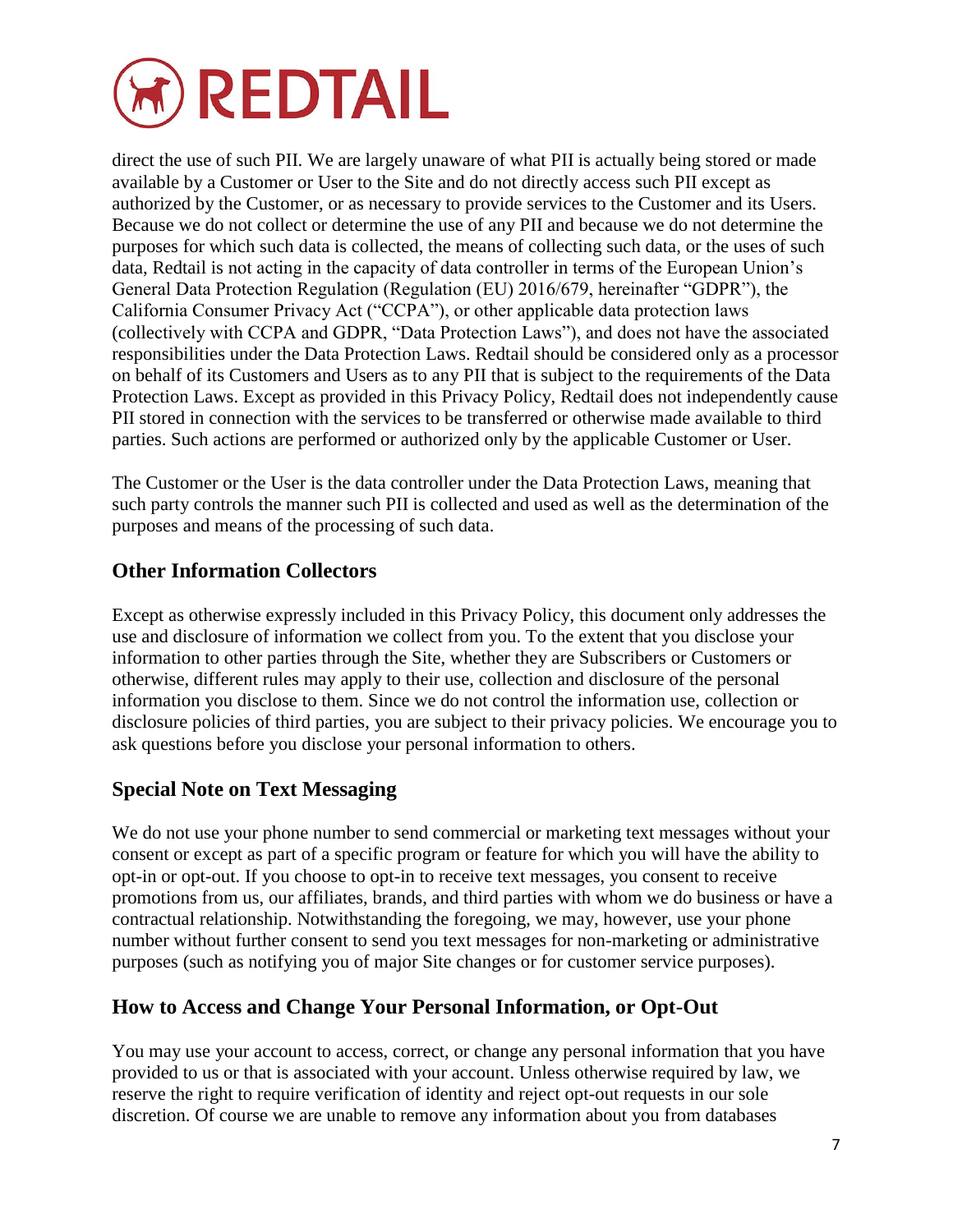direct the use of such PII. We are largely unaware of what PII is actually being stored or made available by a Customer or User to the Site and do not directly access such PII except as authorized by the Customer, or as necessary to provide services to the Customer and its Users. Because we do not collect or determine the use of any PII and because we do not determine the purposes for which such data is collected, the means of collecting such data, or the uses of such data, Redtail is not acting in the capacity of data controller in terms of the European Union's General Data Protection Regulation (Regulation (EU) 2016/679, hereinafter "GDPR"), the California Consumer Privacy Act ("CCPA"), or other applicable data protection laws (collectively with CCPA and GDPR, "Data Protection Laws"), and does not have the associated responsibilities under the Data Protection Laws. Redtail should be considered only as a processor on behalf of its Customers and Users as to any PII that is subject to the requirements of the Data Protection Laws. Except as provided in this Privacy Policy, Redtail does not independently cause PII stored in connection with the services to be transferred or otherwise made available to third parties. Such actions are performed or authorized only by the applicable Customer or User.

The Customer or the User is the data controller under the Data Protection Laws, meaning that such party controls the manner such PII is collected and used as well as the determination of the purposes and means of the processing of such data.

## Other Information Collectors

Except as otherwise expressly included in this Privacy Policy, this document only addresses the use and disclosure of information we collect from you. To the extent that you disclose your information to other parties through the Site, whether they are Subscribers or Customers or otherwise, different rules may apply to their use, collection and disclosure of the personal information you disclose to them. Since we do not control the information use, collection or disclosure policies of third parties, you are subject to their privacy policies. We encourage you to ask questions before you disclose your personal information to others.

## Special Note on Text Messaging

We do not use your phone number to send commercial or marketing text messages without your consent or except as part of a specific program or feature for which you will have the ability to opt-in or opt-out. If you choose to opt-in to receive text messages, you consent to receive promotions from us, our affiliates, brands, and third parties with whom we do business or have a contractual relationship. Notwithstanding the foregoing, we may, however, use your phone number without further consent to send you text messages for non-marketing or administrative purposes (such as notifying you of major Site changes or for customer service purposes).

## How to Access and Change Your Personal Information, or Opt-Out

You may use your account to access, correct, or change any personal information that you have provided to us or that is associated with your account. Unless otherwise required by law, we reserve the right to require verification of identity and reject opt-out requests in our sole discretion. Of course we are unable to remove any information about you from databases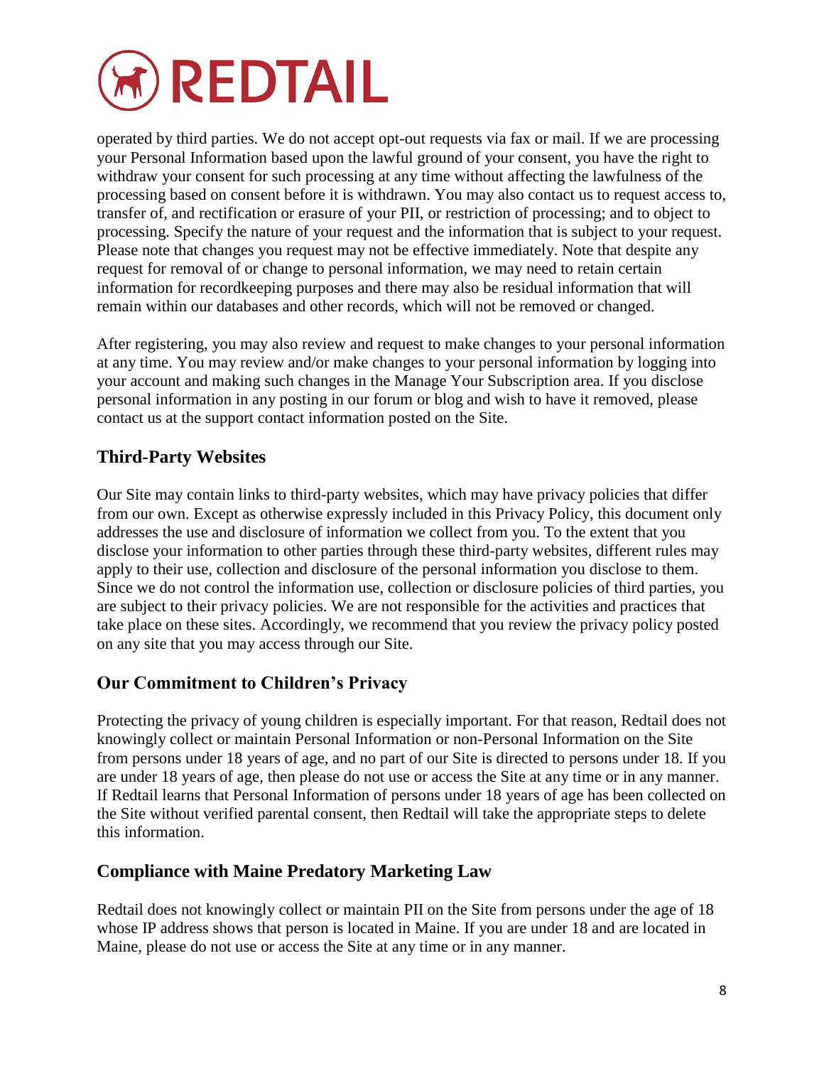operated by third parties. We do not accept opt-out requests via fax or mail. If we are processing your Personal Information based upon the lawful ground of your consent, you have the right to withdraw your consent for such processing at any time without affecting the lawfulness of the processing based on consent before it is withdrawn. You may also contact us to request access to, transfer of, and rectification or erasure of your PII, or restriction of processing; and to object to processing. Specify the nature of your request and the information that is subject to your request. Please note that changes you request may not be effective immediately. Note that despite any request for removal of or change to personal information, we may need to retain certain information for recordkeeping purposes and there may also be residual information that will remain within our databases and other records, which will not be removed or changed.

After registering, you may also review and request to make changes to your personal information at any time. You may review and/or make changes to your personal information by logging into your account and making such changes in the Manage Your Subscription area. If you disclose personal information in any posting in our forum or blog and wish to have it removed, please contact us at the support contact information posted on the Site.

## Third-Party Websites

Our Site may contain links to third-party websites, which may have privacy policies that differ from our own. Except as otherwise expressly included in this Privacy Policy, this document only addresses the use and disclosure of information we collect from you. To the extent that you disclose your information to other parties through these third-party websites, different rules may apply to their use, collection and disclosure of the personal information you disclose to them. Since we do not control the information use, collection or disclosure policies of third parties, you are subject to their privacy policies. We are not responsible for the activities and practices that take place on these sites. Accordingly, we recommend that you review the privacy policy posted on any site that you may access through our Site.

## Our Commitment to Children's Privacy

Protecting the privacy of young children is especially important. For that reason, Redtail does not knowingly collect or maintain Personal Information or non-Personal Information on the Site from persons under 18 years of age, and no part of our Site is directed to persons under 18. If you are under 18 years of age, then please do not use or access the Site at any time or in any manner. If Redtail learns that Personal Information of persons under 18 years of age has been collected on the Site without verified parental consent, then Redtail will take the appropriate steps to delete this information.

## Compliance with Maine Predatory Marketing Law

Redtail does not knowingly collect or maintain PII on the Site from persons under the age of 18 whose IP address shows that person is located in Maine. If you are under 18 and are located in Maine, please do not use or access the Site at any time or in any manner.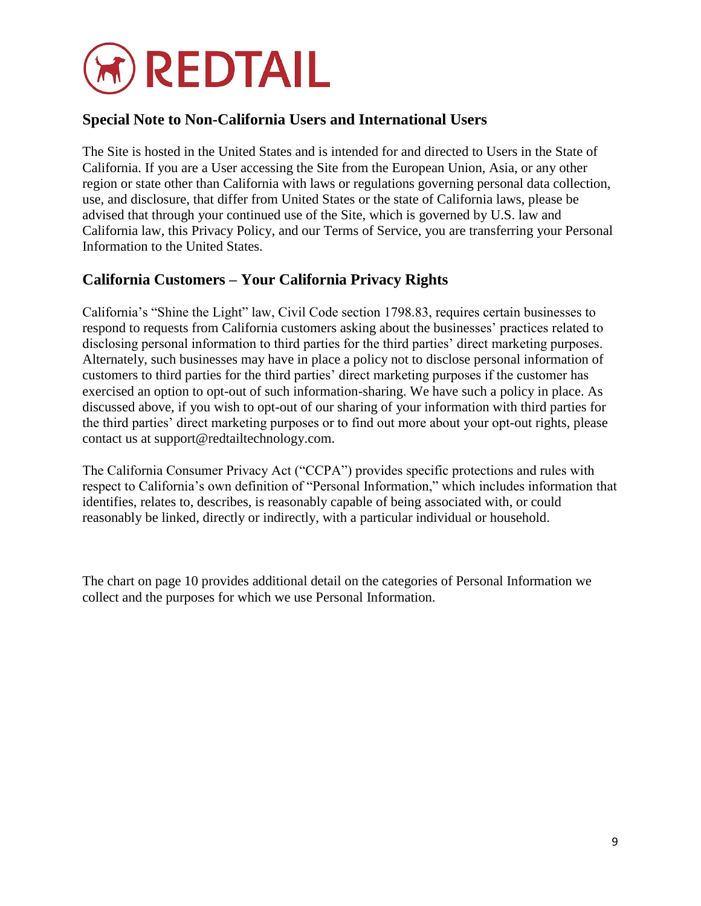## Special Note to Non-California Users and International Users

The Site is hosted in the United States and is intended for and directed to Users in the State of California. If you are a User accessing the Site from the European Union, Asia, or any other region or state other than California with laws or regulations governing personal data collection, use, and disclosure, that differ from United States or the state of California laws, please be advised that through your continued use of the Site, which is governed by U.S. law and California law, this Privacy Policy, and our Terms of Service, you are transferring your Personal Information to the United States.

## California Customers – Your California Privacy Rights

California's "Shine the Light" law, Civil Code section 1798.83, requires certain businesses to respond to requests from California customers asking about the businesses' practices related to disclosing personal information to third parties for the third parties' direct marketing purposes. Alternately, such businesses may have in place a policy not to disclose personal information of customers to third parties for the third parties' direct marketing purposes if the customer has exercised an option to opt-out of such information-sharing. We have such a policy in place. As discussed above, if you wish to opt-out of our sharing of your information with third parties for the third parties' direct marketing purposes or to find out more about your opt-out rights, please contact us at support@redtailtechnology.com.

The California Consumer Privacy Act ("CCPA") provides specific protections and rules with respect to California's own definition of "Personal Information," which includes information that identifies, relates to, describes, is reasonably capable of being associated with, or could reasonably be linked, directly or indirectly, with a particular individual or household.

The chart on page 10 provides additional detail on the categories of Personal Information we collect and the purposes for which we use Personal Information.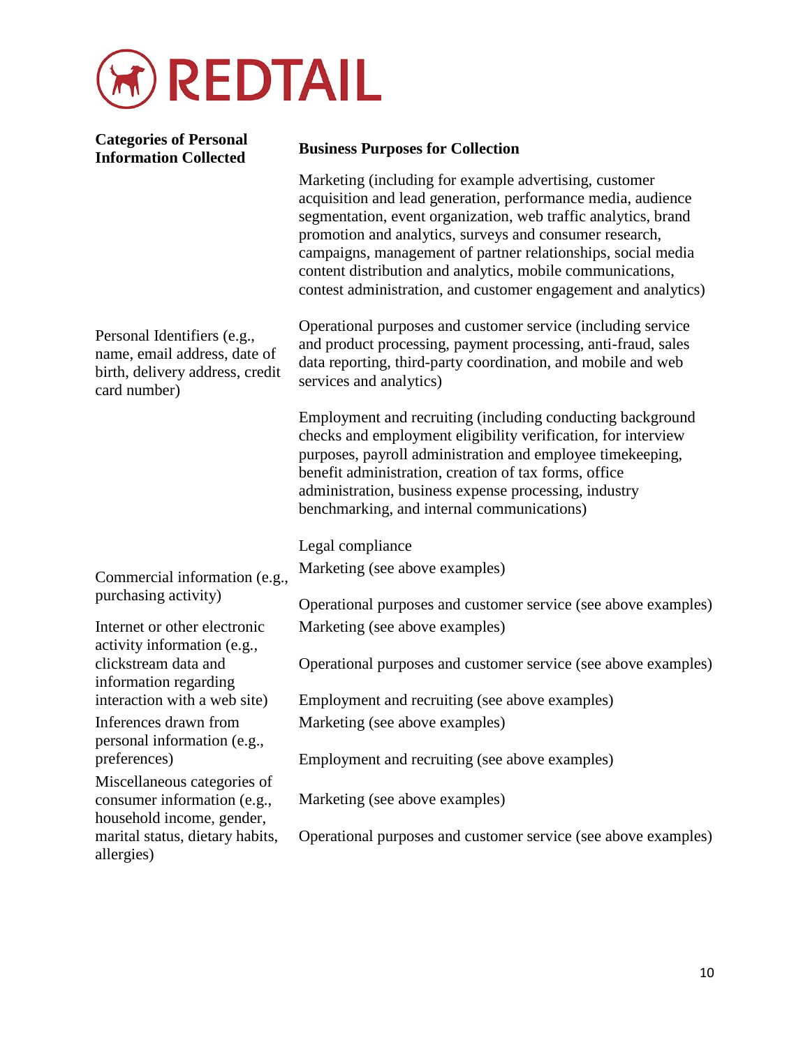| Categories of Personal Information Collected | Business Purposes for Collection |
| --- | --- |
| Personal Identifiers (e.g., name, email address, date of birth, delivery address, credit card number) | Marketing (including for example advertising, customer acquisition and lead generation, performance media, audience segmentation, event organization, web traffic analytics, brand promotion and analytics, surveys and consumer research, campaigns, management of partner relationships, social media content distribution and analytics, mobile communications, contest administration, and customer engagement and analytics)<br><br>Operational purposes and customer service (including service and product processing, payment processing, anti-fraud, sales data reporting, third-party coordination, and mobile and web services and analytics)<br><br>Employment and recruiting (including conducting background checks and employment eligibility verification, for interview purposes, payroll administration and employee timekeeping, benefit administration, creation of tax forms, office administration, business expense processing, industry benchmarking, and internal communications)<br><br>Legal compliance |
| Commercial information (e.g., purchasing activity) | Marketing (see above examples)<br><br>Operational purposes and customer service (see above examples) |
| Internet or other electronic activity information (e.g., clickstream data and information regarding interaction with a web site) | Marketing (see above examples)<br><br>Operational purposes and customer service (see above examples)<br><br>Employment and recruiting (see above examples) |
| Inferences drawn from personal information (e.g., preferences) | Marketing (see above examples)<br><br>Employment and recruiting (see above examples) |
| Miscellaneous categories of consumer information (e.g., household income, gender, marital status, dietary habits, allergies) | Marketing (see above examples)<br><br>Operational purposes and customer service (see above examples) |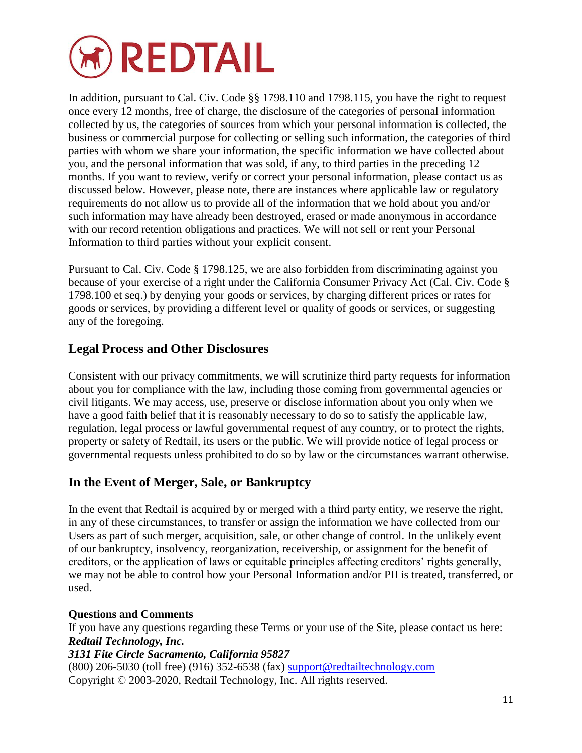In addition, pursuant to Cal. Civ. Code §§ 1798.110 and 1798.115, you have the right to request once every 12 months, free of charge, the disclosure of the categories of personal information collected by us, the categories of sources from which your personal information is collected, the business or commercial purpose for collecting or selling such information, the categories of third parties with whom we share your information, the specific information we have collected about you, and the personal information that was sold, if any, to third parties in the preceding 12 months. If you want to review, verify or correct your personal information, please contact us as discussed below. However, please note, there are instances where applicable law or regulatory requirements do not allow us to provide all of the information that we hold about you and/or such information may have already been destroyed, erased or made anonymous in accordance with our record retention obligations and practices. We will not sell or rent your Personal Information to third parties without your explicit consent.

Pursuant to Cal. Civ. Code § 1798.125, we are also forbidden from discriminating against you because of your exercise of a right under the California Consumer Privacy Act (Cal. Civ. Code § 1798.100 et seq.) by denying your goods or services, by charging different prices or rates for goods or services, by providing a different level or quality of goods or services, or suggesting any of the foregoing.

## Legal Process and Other Disclosures

Consistent with our privacy commitments, we will scrutinize third party requests for information about you for compliance with the law, including those coming from governmental agencies or civil litigants. We may access, use, preserve or disclose information about you only when we have a good faith belief that it is reasonably necessary to do so to satisfy the applicable law, regulation, legal process or lawful governmental request of any country, or to protect the rights, property or safety of Redtail, its users or the public. We will provide notice of legal process or governmental requests unless prohibited to do so by law or the circumstances warrant otherwise.

## In the Event of Merger, Sale, or Bankruptcy

In the event that Redtail is acquired by or merged with a third party entity, we reserve the right, in any of these circumstances, to transfer or assign the information we have collected from our Users as part of such merger, acquisition, sale, or other change of control. In the unlikely event of our bankruptcy, insolvency, reorganization, receivership, or assignment for the benefit of creditors, or the application of laws or equitable principles affecting creditors' rights generally, we may not be able to control how your Personal Information and/or PII is treated, transferred, or used.

**Questions and Comments**

If you have any questions regarding these Terms or your use of the Site, please contact us here:
***Redtail Technology, Inc.***
***3131 Fite Circle Sacramento, California 95827***
(800) 206-5030 (toll free) (916) 352-6538 (fax) support@redtailtechnology.com
Copyright © 2003-2020, Redtail Technology, Inc. All rights reserved.